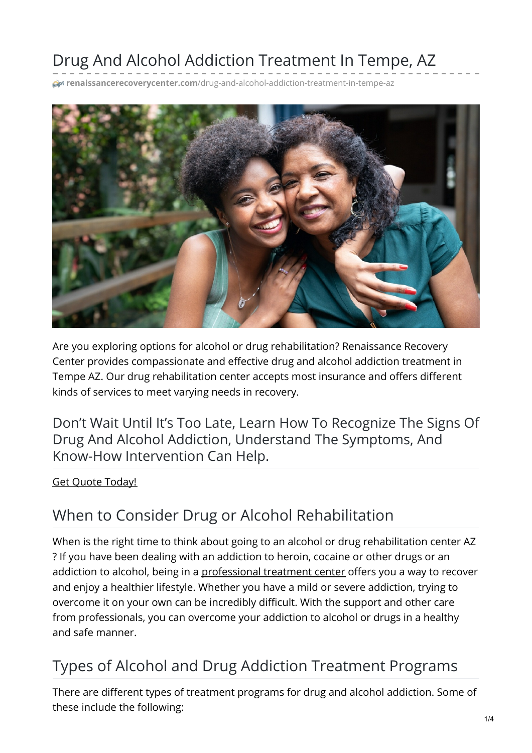# Drug And Alcohol Addiction Treatment In Tempe, AZ

renaissancerecoverycenter.com/drug-and-alcohol-addiction-treatment-in-tempe-az

Are you exploring options for alcohol or drug rehabilitation? Renaissance Recovery Center provides compassionate and effective drug and alcohol addiction treatment in Tempe AZ. Our drug rehabilitation center accepts most insurance and offers different kinds of services to meet varying needs in recovery.

## Don't Wait Until It's Too Late, Learn How To Recognize The Signs Of Drug And Alcohol Addiction, Understand The Symptoms, And Know-How Intervention Can Help.

Get Quote Today!

## When to Consider Drug or Alcohol Rehabilitation

When is the right time to think about going to an alcohol or drug rehabilitation center AZ ? If you have been dealing with an addiction to heroin, cocaine or other drugs or an addiction to alcohol, being in a professional treatment center offers you a way to recover and enjoy a healthier lifestyle. Whether you have a mild or severe addiction, trying to overcome it on your own can be incredibly difficult. With the support and other care from professionals, you can overcome your addiction to alcohol or drugs in a healthy and safe manner.

## Types of Alcohol and Drug Addiction Treatment Programs

There are different types of treatment programs for drug and alcohol addiction. Some of these include the following: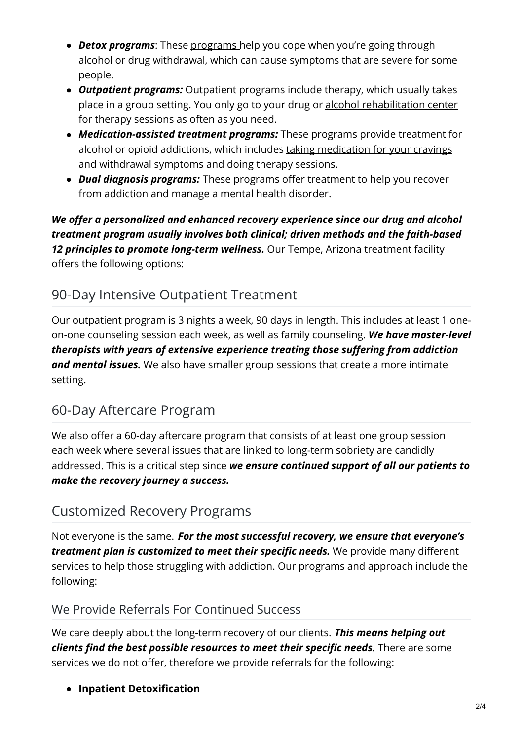- ***Detox programs***: These programs help you cope when you're going through alcohol or drug withdrawal, which can cause symptoms that are severe for some people.
- ***Outpatient programs:*** Outpatient programs include therapy, which usually takes place in a group setting. You only go to your drug or alcohol rehabilitation center for therapy sessions as often as you need.
- ***Medication-assisted treatment programs:*** These programs provide treatment for alcohol or opioid addictions, which includes taking medication for your cravings and withdrawal symptoms and doing therapy sessions.
- ***Dual diagnosis programs:*** These programs offer treatment to help you recover from addiction and manage a mental health disorder.

***We offer a personalized and enhanced recovery experience since our drug and alcohol treatment program usually involves both clinical; driven methods and the faith-based 12 principles to promote long-term wellness.*** Our Tempe, Arizona treatment facility offers the following options:

## 90-Day Intensive Outpatient Treatment

Our outpatient program is 3 nights a week, 90 days in length. This includes at least 1 one-on-one counseling session each week, as well as family counseling. ***We have master-level therapists with years of extensive experience treating those suffering from addiction and mental issues.*** We also have smaller group sessions that create a more intimate setting.

## 60-Day Aftercare Program

We also offer a 60-day aftercare program that consists of at least one group session each week where several issues that are linked to long-term sobriety are candidly addressed. This is a critical step since ***we ensure continued support of all our patients to make the recovery journey a success.***

## Customized Recovery Programs

Not everyone is the same. ***For the most successful recovery, we ensure that everyone's treatment plan is customized to meet their specific needs.*** We provide many different services to help those struggling with addiction. Our programs and approach include the following:

### We Provide Referrals For Continued Success

We care deeply about the long-term recovery of our clients. ***This means helping out clients find the best possible resources to meet their specific needs.*** There are some services we do not offer, therefore we provide referrals for the following:

- **Inpatient Detoxification**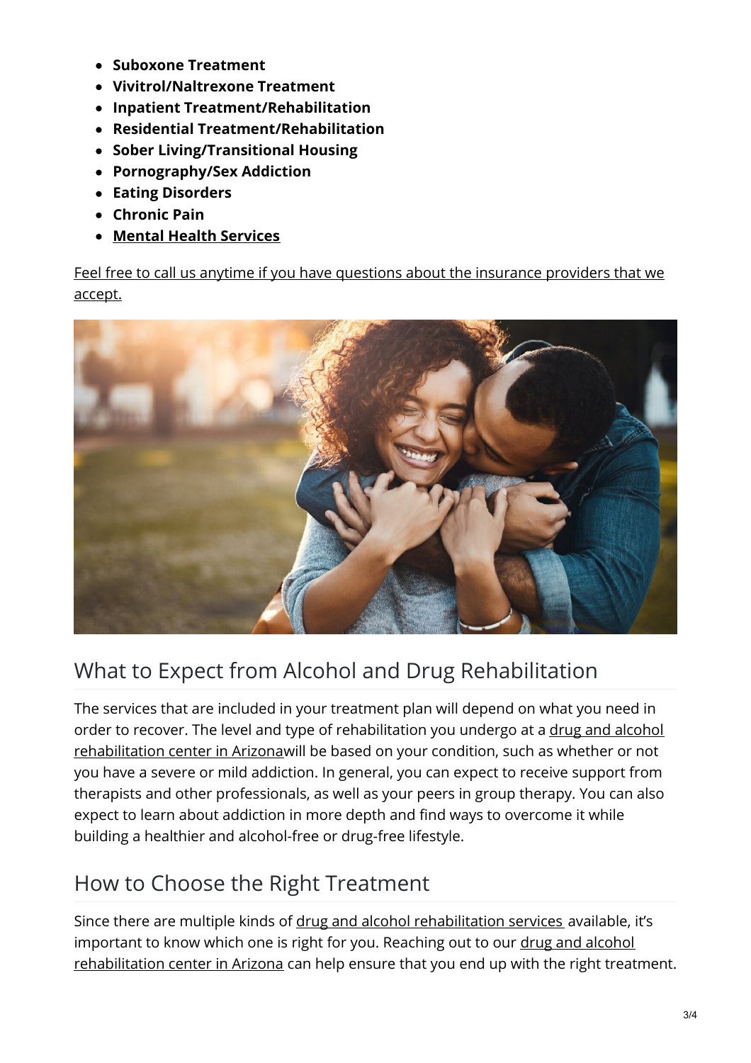- **Suboxone Treatment**
- **Vivitrol/Naltrexone Treatment**
- **Inpatient Treatment/Rehabilitation**
- **Residential Treatment/Rehabilitation**
- **Sober Living/Transitional Housing**
- **Pornography/Sex Addiction**
- **Eating Disorders**
- **Chronic Pain**
- **Mental Health Services**

Feel free to call us anytime if you have questions about the insurance providers that we accept.

## What to Expect from Alcohol and Drug Rehabilitation

The services that are included in your treatment plan will depend on what you need in order to recover. The level and type of rehabilitation you undergo at a drug and alcohol rehabilitation center in Arizonawill be based on your condition, such as whether or not you have a severe or mild addiction. In general, you can expect to receive support from therapists and other professionals, as well as your peers in group therapy. You can also expect to learn about addiction in more depth and find ways to overcome it while building a healthier and alcohol-free or drug-free lifestyle.

## How to Choose the Right Treatment

Since there are multiple kinds of drug and alcohol rehabilitation services available, it's important to know which one is right for you. Reaching out to our drug and alcohol rehabilitation center in Arizona can help ensure that you end up with the right treatment.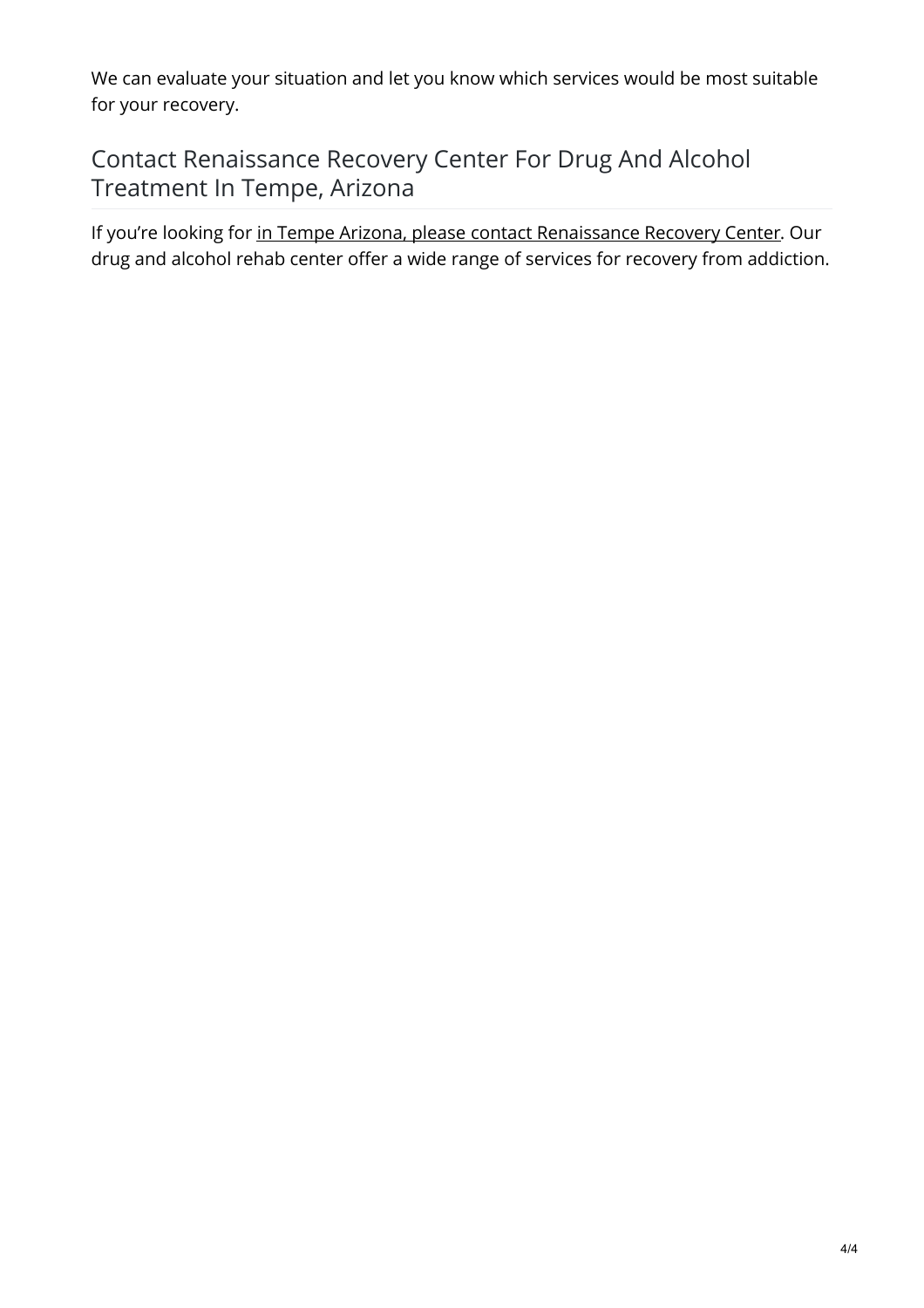We can evaluate your situation and let you know which services would be most suitable for your recovery.

## Contact Renaissance Recovery Center For Drug And Alcohol Treatment In Tempe, Arizona

If you're looking for in Tempe Arizona, please contact Renaissance Recovery Center. Our drug and alcohol rehab center offer a wide range of services for recovery from addiction.